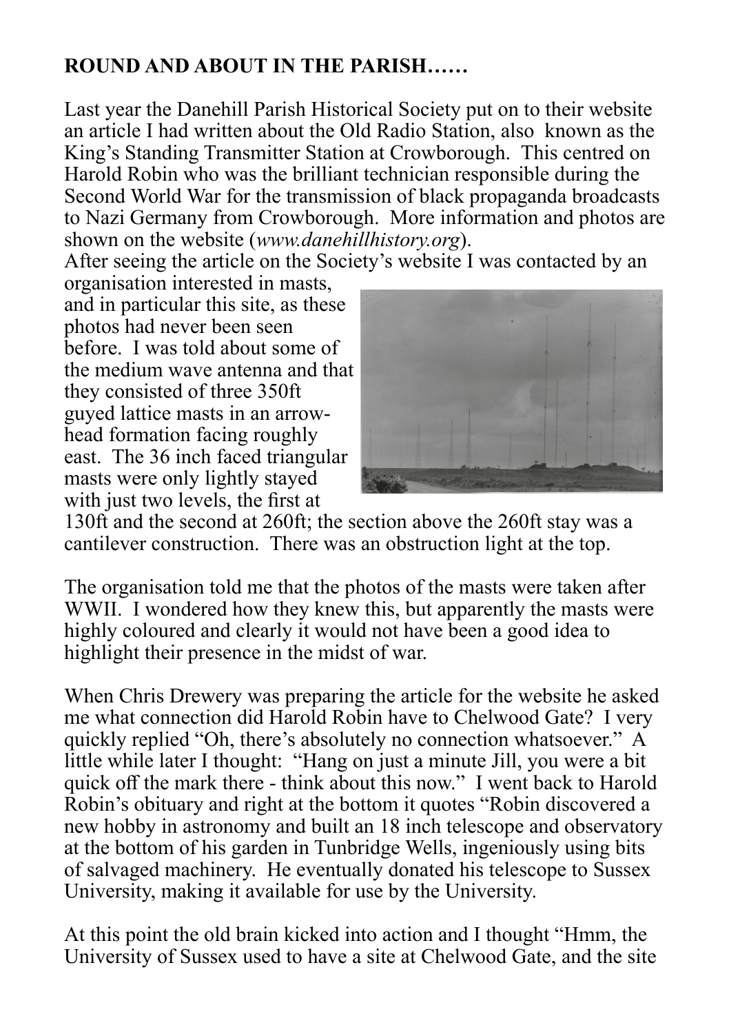**ROUND AND ABOUT IN THE PARISH……**

Last year the Danehill Parish Historical Society put on to their website an article I had written about the Old Radio Station, also known as the King's Standing Transmitter Station at Crowborough. This centred on Harold Robin who was the brilliant technician responsible during the Second World War for the transmission of black propaganda broadcasts to Nazi Germany from Crowborough. More information and photos are shown on the website (*www.danehillhistory.org*).

After seeing the article on the Society's website I was contacted by an organisation interested in masts, and in particular this site, as these photos had never been seen before. I was told about some of the medium wave antenna and that they consisted of three 350ft guyed lattice masts in an arrow-head formation facing roughly east. The 36 inch faced triangular masts were only lightly stayed with just two levels, the first at 130ft and the second at 260ft; the section above the 260ft stay was a cantilever construction. There was an obstruction light at the top.

The organisation told me that the photos of the masts were taken after WWII. I wondered how they knew this, but apparently the masts were highly coloured and clearly it would not have been a good idea to highlight their presence in the midst of war.

When Chris Drewery was preparing the article for the website he asked me what connection did Harold Robin have to Chelwood Gate? I very quickly replied "Oh, there's absolutely no connection whatsoever." A little while later I thought: "Hang on just a minute Jill, you were a bit quick off the mark there - think about this now." I went back to Harold Robin's obituary and right at the bottom it quotes "Robin discovered a new hobby in astronomy and built an 18 inch telescope and observatory at the bottom of his garden in Tunbridge Wells, ingeniously using bits of salvaged machinery. He eventually donated his telescope to Sussex University, making it available for use by the University.

At this point the old brain kicked into action and I thought "Hmm, the University of Sussex used to have a site at Chelwood Gate, and the site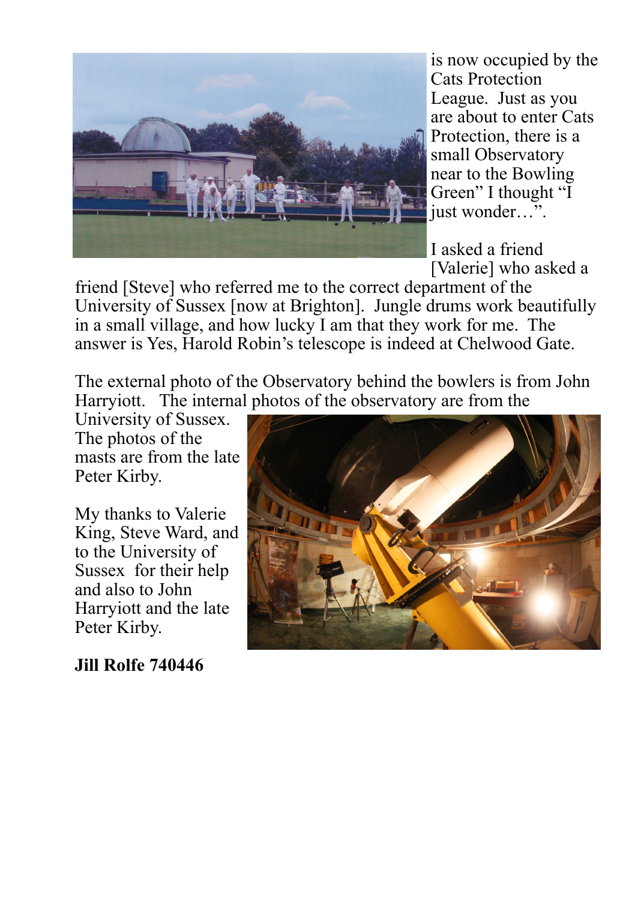is now occupied by the Cats Protection League. Just as you are about to enter Cats Protection, there is a small Observatory near to the Bowling Green" I thought "I just wonder…".

I asked a friend [Valerie] who asked a friend [Steve] who referred me to the correct department of the University of Sussex [now at Brighton]. Jungle drums work beautifully in a small village, and how lucky I am that they work for me. The answer is Yes, Harold Robin's telescope is indeed at Chelwood Gate.

The external photo of the Observatory behind the bowlers is from John Harryiott. The internal photos of the observatory are from the University of Sussex. The photos of the masts are from the late Peter Kirby.

My thanks to Valerie King, Steve Ward, and to the University of Sussex for their help and also to John Harryiott and the late Peter Kirby.

**Jill Rolfe 740446**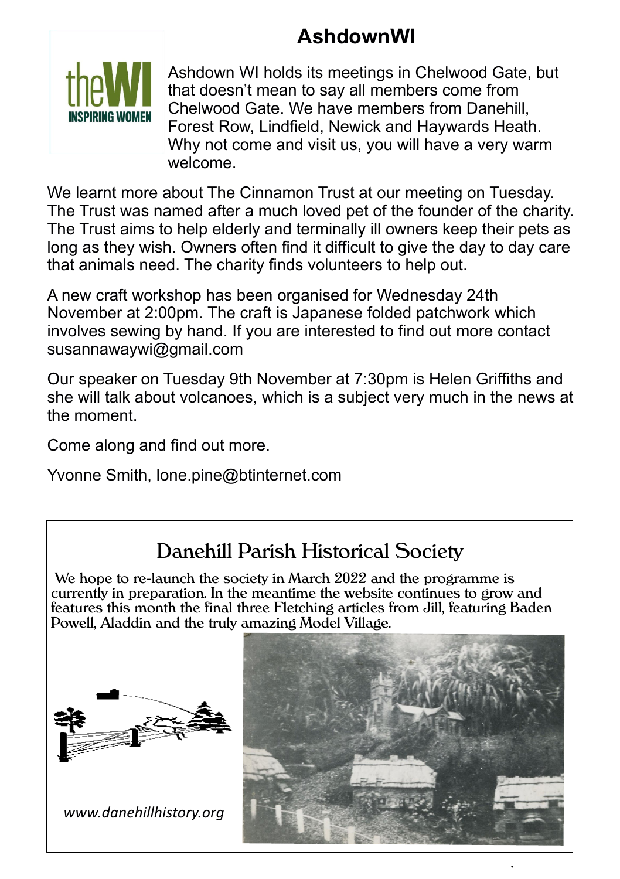# AshdownWI

Ashdown WI holds its meetings in Chelwood Gate, but that doesn't mean to say all members come from Chelwood Gate. We have members from Danehill, Forest Row, Lindfield, Newick and Haywards Heath. Why not come and visit us, you will have a very warm welcome.

We learnt more about The Cinnamon Trust at our meeting on Tuesday. The Trust was named after a much loved pet of the founder of the charity. The Trust aims to help elderly and terminally ill owners keep their pets as long as they wish. Owners often find it difficult to give the day to day care that animals need. The charity finds volunteers to help out.

A new craft workshop has been organised for Wednesday 24th November at 2:00pm. The craft is Japanese folded patchwork which involves sewing by hand. If you are interested to find out more contact susannawaywi@gmail.com

Our speaker on Tuesday 9th November at 7:30pm is Helen Griffiths and she will talk about volcanoes, which is a subject very much in the news at the moment.

Come along and find out more.

Yvonne Smith, lone.pine@btinternet.com

## Danehill Parish Historical Society

We hope to re-launch the society in March 2022 and the programme is currently in preparation. In the meantime the website continues to grow and features this month the final three Fletching articles from Jill, featuring Baden Powell, Aladdin and the truly amazing Model Village.

*www.danehillhistory.org*